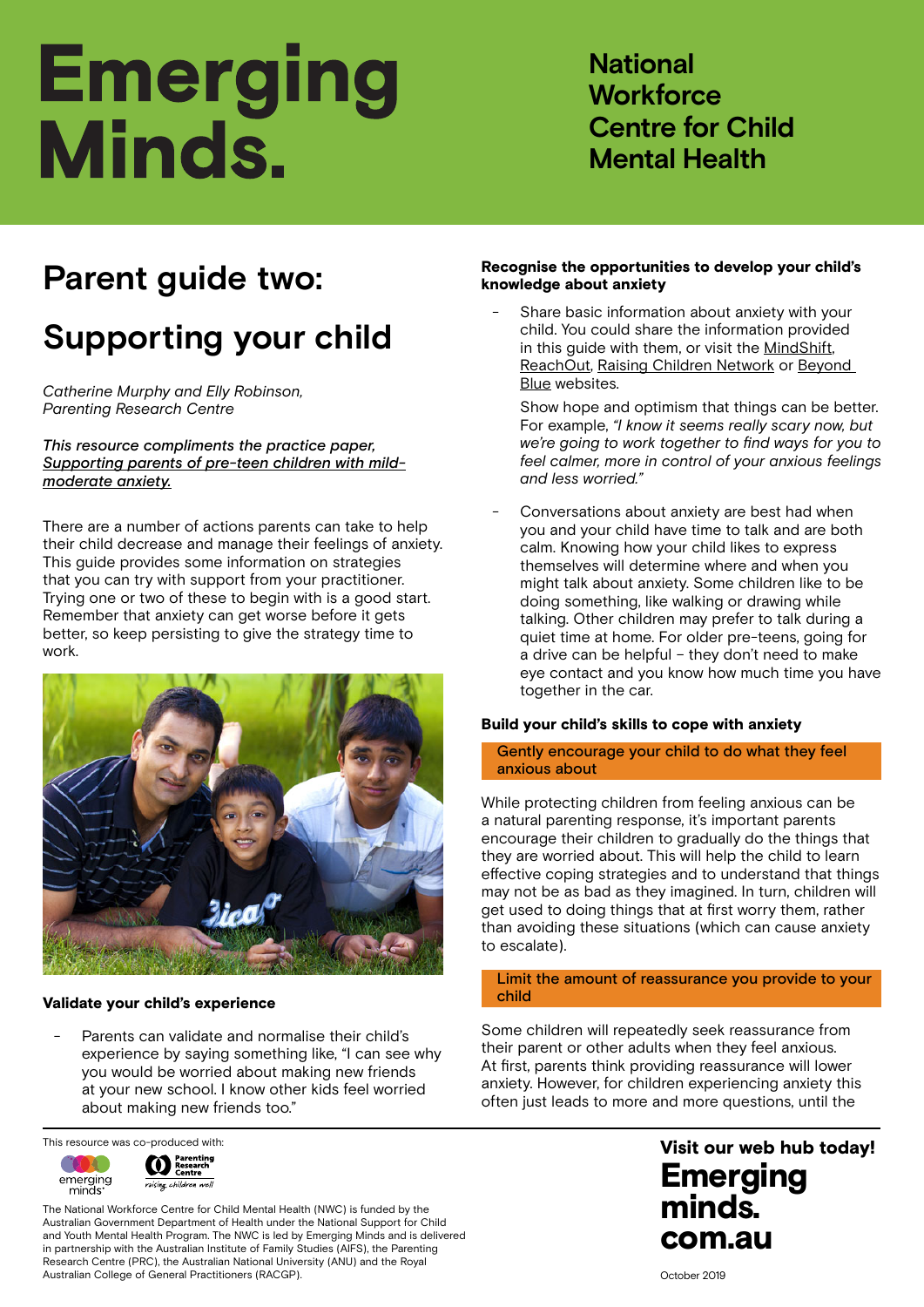# Emerging Minds.

**National Workforce Centre for Child Mental Health**

# Parent guide two:

# Supporting your child

*Catherine Murphy and Elly Robinson, Parenting Research Centre*

*This resource compliments the practice paper, Supporting parents of pre-teen children with mild-moderate anxiety.*

There are a number of actions parents can take to help their child decrease and manage their feelings of anxiety. This guide provides some information on strategies that you can try with support from your practitioner. Trying one or two of these to begin with is a good start. Remember that anxiety can get worse before it gets better, so keep persisting to give the strategy time to work.

### Validate your child's experience

- Parents can validate and normalise their child's experience by saying something like, "I can see why you would be worried about making new friends at your new school. I know other kids feel worried about making new friends too."

### Recognise the opportunities to develop your child's knowledge about anxiety

- Share basic information about anxiety with your child. You could share the information provided in this guide with them, or visit the MindShift, ReachOut, Raising Children Network or Beyond Blue websites.

  Show hope and optimism that things can be better. For example, *"I know it seems really scary now, but we're going to work together to find ways for you to feel calmer, more in control of your anxious feelings and less worried."*

- Conversations about anxiety are best had when you and your child have time to talk and are both calm. Knowing how your child likes to express themselves will determine where and when you might talk about anxiety. Some children like to be doing something, like walking or drawing while talking. Other children may prefer to talk during a quiet time at home. For older pre-teens, going for a drive can be helpful – they don't need to make eye contact and you know how much time you have together in the car.

### Build your child's skills to cope with anxiety

**Gently encourage your child to do what they feel anxious about**

While protecting children from feeling anxious can be a natural parenting response, it's important parents encourage their children to gradually do the things that they are worried about. This will help the child to learn effective coping strategies and to understand that things may not be as bad as they imagined. In turn, children will get used to doing things that at first worry them, rather than avoiding these situations (which can cause anxiety to escalate).

**Limit the amount of reassurance you provide to your child**

Some children will repeatedly seek reassurance from their parent or other adults when they feel anxious. At first, parents think providing reassurance will lower anxiety. However, for children experiencing anxiety this often just leads to more and more questions, until the

This resource was co-produced with: emerging minds, Parenting Research Centre – raising children well

The National Workforce Centre for Child Mental Health (NWC) is funded by the Australian Government Department of Health under the National Support for Child and Youth Mental Health Program. The NWC is led by Emerging Minds and is delivered in partnership with the Australian Institute of Family Studies (AIFS), the Parenting Research Centre (PRC), the Australian National University (ANU) and the Royal Australian College of General Practitioners (RACGP).

**Visit our web hub today!**

**Emerging minds. com.au**

October 2019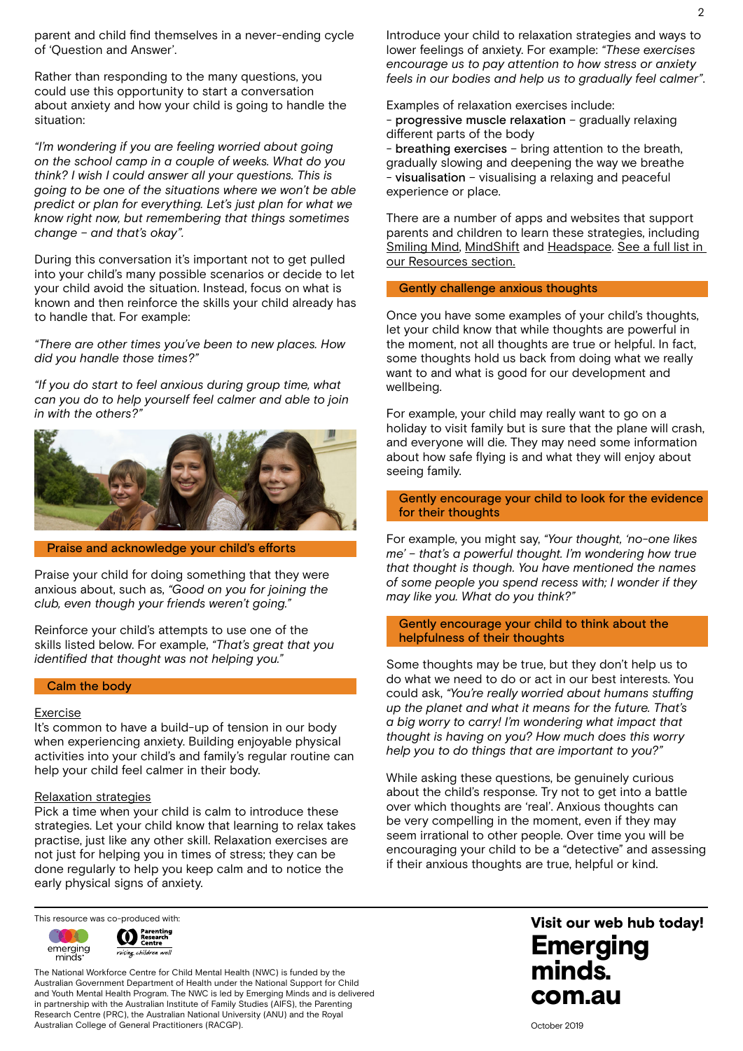parent and child find themselves in a never-ending cycle of 'Question and Answer'.

Rather than responding to the many questions, you could use this opportunity to start a conversation about anxiety and how your child is going to handle the situation:

*"I'm wondering if you are feeling worried about going on the school camp in a couple of weeks. What do you think? I wish I could answer all your questions. This is going to be one of the situations where we won't be able predict or plan for everything. Let's just plan for what we know right now, but remembering that things sometimes change – and that's okay".*

During this conversation it's important not to get pulled into your child's many possible scenarios or decide to let your child avoid the situation. Instead, focus on what is known and then reinforce the skills your child already has to handle that. For example:

*"There are other times you've been to new places. How did you handle those times?"*

*"If you do start to feel anxious during group time, what can you do to help yourself feel calmer and able to join in with the others?"*

## Praise and acknowledge your child's efforts

Praise your child for doing something that they were anxious about, such as, *"Good on you for joining the club, even though your friends weren't going."*

Reinforce your child's attempts to use one of the skills listed below. For example, *"That's great that you identified that thought was not helping you."*

## Calm the body

Exercise

It's common to have a build-up of tension in our body when experiencing anxiety. Building enjoyable physical activities into your child's and family's regular routine can help your child feel calmer in their body.

Relaxation strategies

Pick a time when your child is calm to introduce these strategies. Let your child know that learning to relax takes practise, just like any other skill. Relaxation exercises are not just for helping you in times of stress; they can be done regularly to help you keep calm and to notice the early physical signs of anxiety.

Introduce your child to relaxation strategies and ways to lower feelings of anxiety. For example: *"These exercises encourage us to pay attention to how stress or anxiety feels in our bodies and help us to gradually feel calmer".*

Examples of relaxation exercises include:

- **progressive muscle relaxation** – gradually relaxing different parts of the body
- **breathing exercises** – bring attention to the breath, gradually slowing and deepening the way we breathe
- **visualisation** – visualising a relaxing and peaceful experience or place.

There are a number of apps and websites that support parents and children to learn these strategies, including Smiling Mind, MindShift and Headspace. See a full list in our Resources section.

## Gently challenge anxious thoughts

Once you have some examples of your child's thoughts, let your child know that while thoughts are powerful in the moment, not all thoughts are true or helpful. In fact, some thoughts hold us back from doing what we really want to and what is good for our development and wellbeing.

For example, your child may really want to go on a holiday to visit family but is sure that the plane will crash, and everyone will die. They may need some information about how safe flying is and what they will enjoy about seeing family.

## Gently encourage your child to look for the evidence for their thoughts

For example, you might say, *"Your thought, 'no-one likes me' – that's a powerful thought. I'm wondering how true that thought is though. You have mentioned the names of some people you spend recess with; I wonder if they may like you. What do you think?"*

## Gently encourage your child to think about the helpfulness of their thoughts

Some thoughts may be true, but they don't help us to do what we need to do or act in our best interests. You could ask, *"You're really worried about humans stuffing up the planet and what it means for the future. That's a big worry to carry! I'm wondering what impact that thought is having on you? How much does this worry help you to do things that are important to you?"*

While asking these questions, be genuinely curious about the child's response. Try not to get into a battle over which thoughts are 'real'. Anxious thoughts can be very compelling in the moment, even if they may seem irrational to other people. Over time you will be encouraging your child to be a "detective" and assessing if their anxious thoughts are true, helpful or kind.

This resource was co-produced with:

The National Workforce Centre for Child Mental Health (NWC) is funded by the Australian Government Department of Health under the National Support for Child and Youth Mental Health Program. The NWC is led by Emerging Minds and is delivered in partnership with the Australian Institute of Family Studies (AIFS), the Parenting Research Centre (PRC), the Australian National University (ANU) and the Royal Australian College of General Practitioners (RACGP).

**Visit our web hub today!**

**Emerging minds. com.au**

October 2019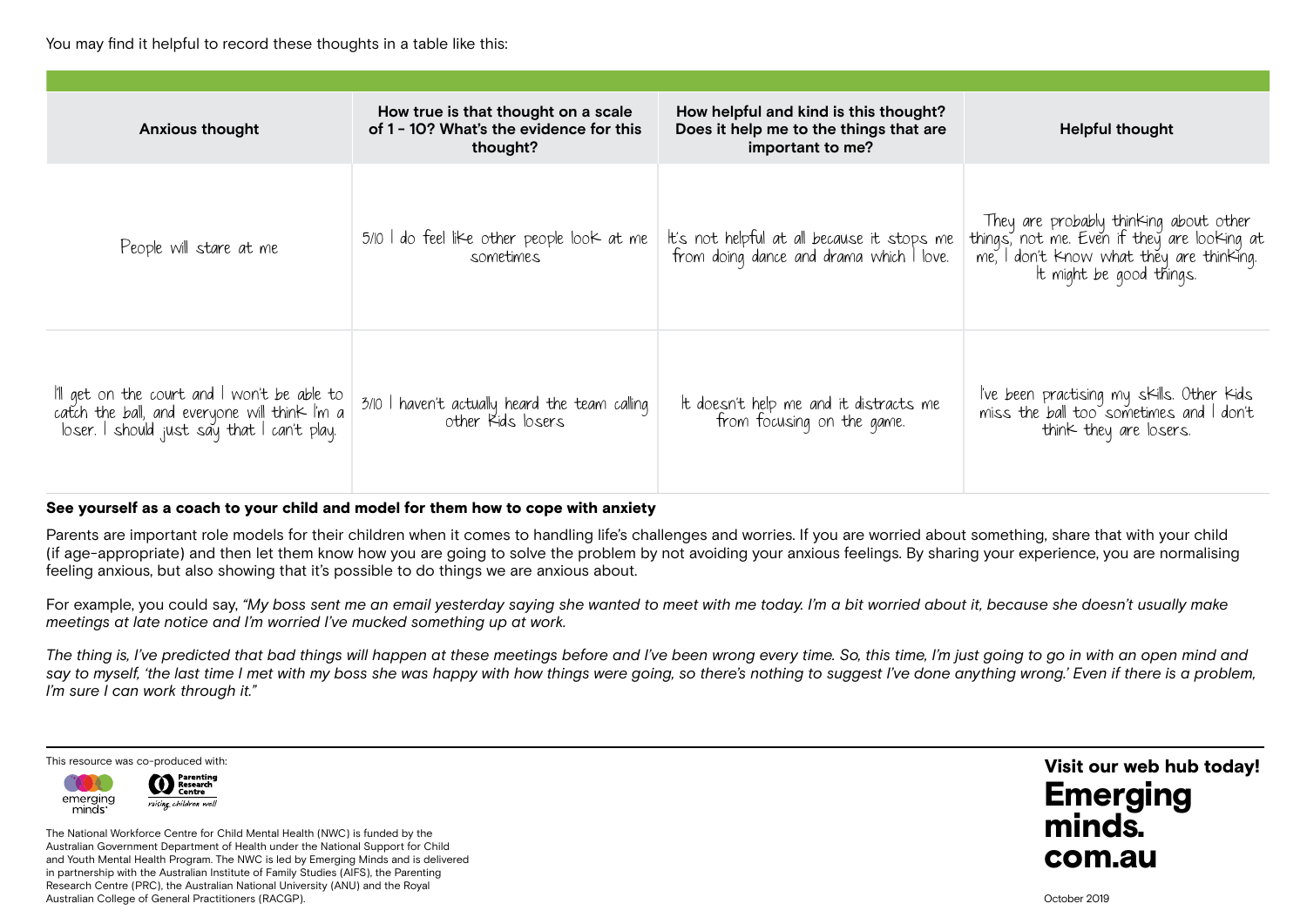You may find it helpful to record these thoughts in a table like this:

| Anxious thought | How true is that thought on a scale of 1 - 10? What's the evidence for this thought? | How helpful and kind is this thought? Does it help me to the things that are important to me? | Helpful thought |
|---|---|---|---|
| People will stare at me | 5/10 I do feel like other people look at me sometimes | It's not helpful at all because it stops me from doing dance and drama which I love. | They are probably thinking about other things, not me. Even if they are looking at me, I don't know what they are thinking. It might be good things. |
| I'll get on the court and I won't be able to catch the ball, and everyone will think I'm a loser. I should just say that I can't play. | 3/10 I haven't actually heard the team calling other kids losers | It doesn't help me and it distracts me from focusing on the game. | I've been practising my skills. Other kids miss the ball too sometimes and I don't think they are losers. |

**See yourself as a coach to your child and model for them how to cope with anxiety**

Parents are important role models for their children when it comes to handling life's challenges and worries. If you are worried about something, share that with your child (if age-appropriate) and then let them know how you are going to solve the problem by not avoiding your anxious feelings. By sharing your experience, you are normalising feeling anxious, but also showing that it's possible to do things we are anxious about.

For example, you could say, *"My boss sent me an email yesterday saying she wanted to meet with me today. I'm a bit worried about it, because she doesn't usually make meetings at late notice and I'm worried I've mucked something up at work.*

*The thing is, I've predicted that bad things will happen at these meetings before and I've been wrong every time. So, this time, I'm just going to go in with an open mind and say to myself, 'the last time I met with my boss she was happy with how things were going, so there's nothing to suggest I've done anything wrong.' Even if there is a problem, I'm sure I can work through it."*

This resource was co-produced with:

emerging minds.

Parenting Research Centre raising children well

The National Workforce Centre for Child Mental Health (NWC) is funded by the Australian Government Department of Health under the National Support for Child and Youth Mental Health Program. The NWC is led by Emerging Minds and is delivered in partnership with the Australian Institute of Family Studies (AIFS), the Parenting Research Centre (PRC), the Australian National University (ANU) and the Royal Australian College of General Practitioners (RACGP).

**Visit our web hub today!**

**Emerging minds. com.au**

October 2019